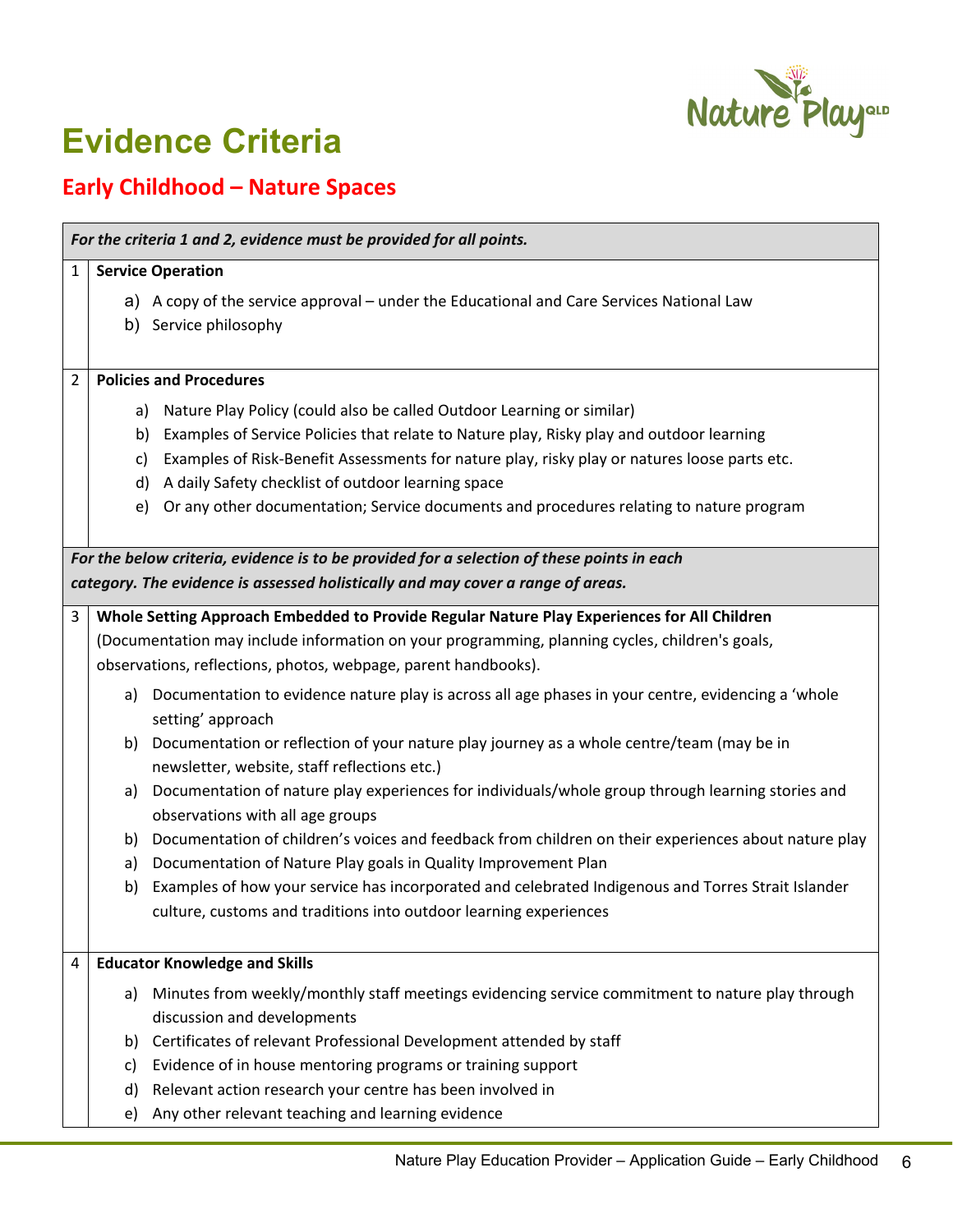# Evidence Criteria

## Early Childhood – Nature Spaces

*For the criteria 1 and 2, evidence must be provided for all points.*

**1 Service Operation**

a) A copy of the service approval – under the Educational and Care Services National Law
b) Service philosophy

**2 Policies and Procedures**

a) Nature Play Policy (could also be called Outdoor Learning or similar)
b) Examples of Service Policies that relate to Nature play, Risky play and outdoor learning
c) Examples of Risk-Benefit Assessments for nature play, risky play or natures loose parts etc.
d) A daily Safety checklist of outdoor learning space
e) Or any other documentation; Service documents and procedures relating to nature program

*For the below criteria, evidence is to be provided for a selection of these points in each category. The evidence is assessed holistically and may cover a range of areas.*

**3 Whole Setting Approach Embedded to Provide Regular Nature Play Experiences for All Children**
(Documentation may include information on your programming, planning cycles, children's goals, observations, reflections, photos, webpage, parent handbooks).

a) Documentation to evidence nature play is across all age phases in your centre, evidencing a 'whole setting' approach
b) Documentation or reflection of your nature play journey as a whole centre/team (may be in newsletter, website, staff reflections etc.)
a) Documentation of nature play experiences for individuals/whole group through learning stories and observations with all age groups
b) Documentation of children's voices and feedback from children on their experiences about nature play
a) Documentation of Nature Play goals in Quality Improvement Plan
b) Examples of how your service has incorporated and celebrated Indigenous and Torres Strait Islander culture, customs and traditions into outdoor learning experiences

**4 Educator Knowledge and Skills**

a) Minutes from weekly/monthly staff meetings evidencing service commitment to nature play through discussion and developments
b) Certificates of relevant Professional Development attended by staff
c) Evidence of in house mentoring programs or training support
d) Relevant action research your centre has been involved in
e) Any other relevant teaching and learning evidence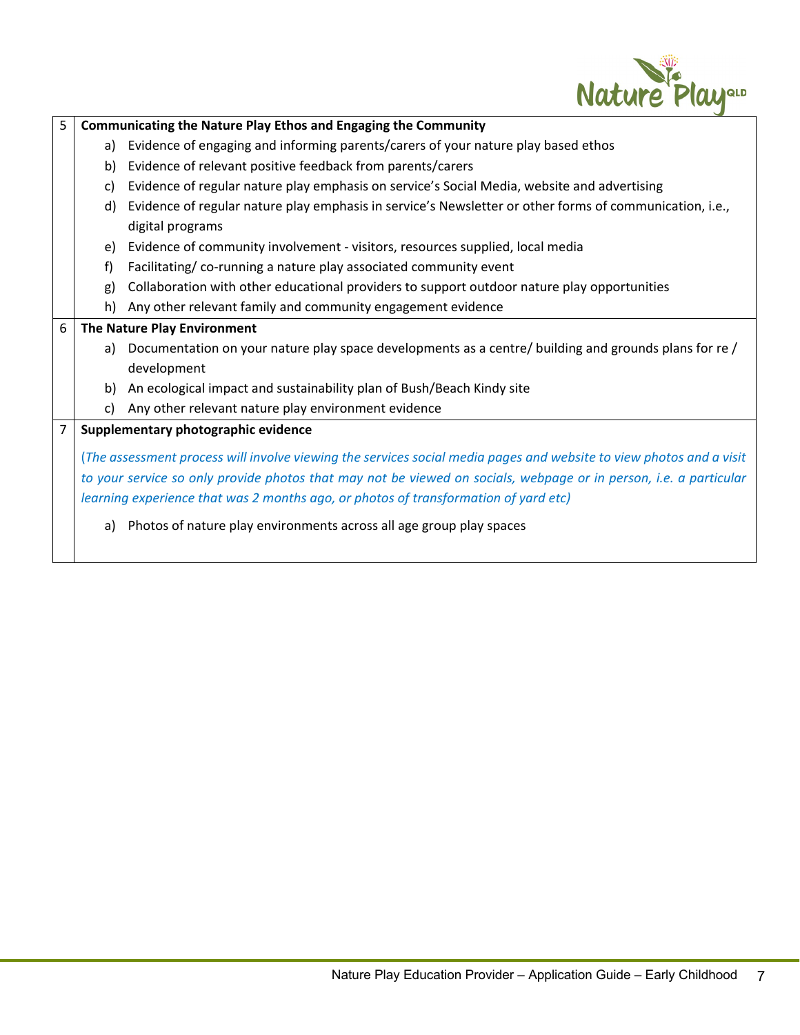| | |
|---|---|
| 5 | **Communicating the Nature Play Ethos and Engaging the Community**<br>a) Evidence of engaging and informing parents/carers of your nature play based ethos<br>b) Evidence of relevant positive feedback from parents/carers<br>c) Evidence of regular nature play emphasis on service's Social Media, website and advertising<br>d) Evidence of regular nature play emphasis in service's Newsletter or other forms of communication, i.e., digital programs<br>e) Evidence of community involvement - visitors, resources supplied, local media<br>f) Facilitating/ co-running a nature play associated community event<br>g) Collaboration with other educational providers to support outdoor nature play opportunities<br>h) Any other relevant family and community engagement evidence |
| 6 | **The Nature Play Environment**<br>a) Documentation on your nature play space developments as a centre/ building and grounds plans for re / development<br>b) An ecological impact and sustainability plan of Bush/Beach Kindy site<br>c) Any other relevant nature play environment evidence |
| 7 | **Supplementary photographic evidence**<br>*(The assessment process will involve viewing the services social media pages and website to view photos and a visit to your service so only provide photos that may not be viewed on socials, webpage or in person, i.e. a particular learning experience that was 2 months ago, or photos of transformation of yard etc)*<br>a) Photos of nature play environments across all age group play spaces |